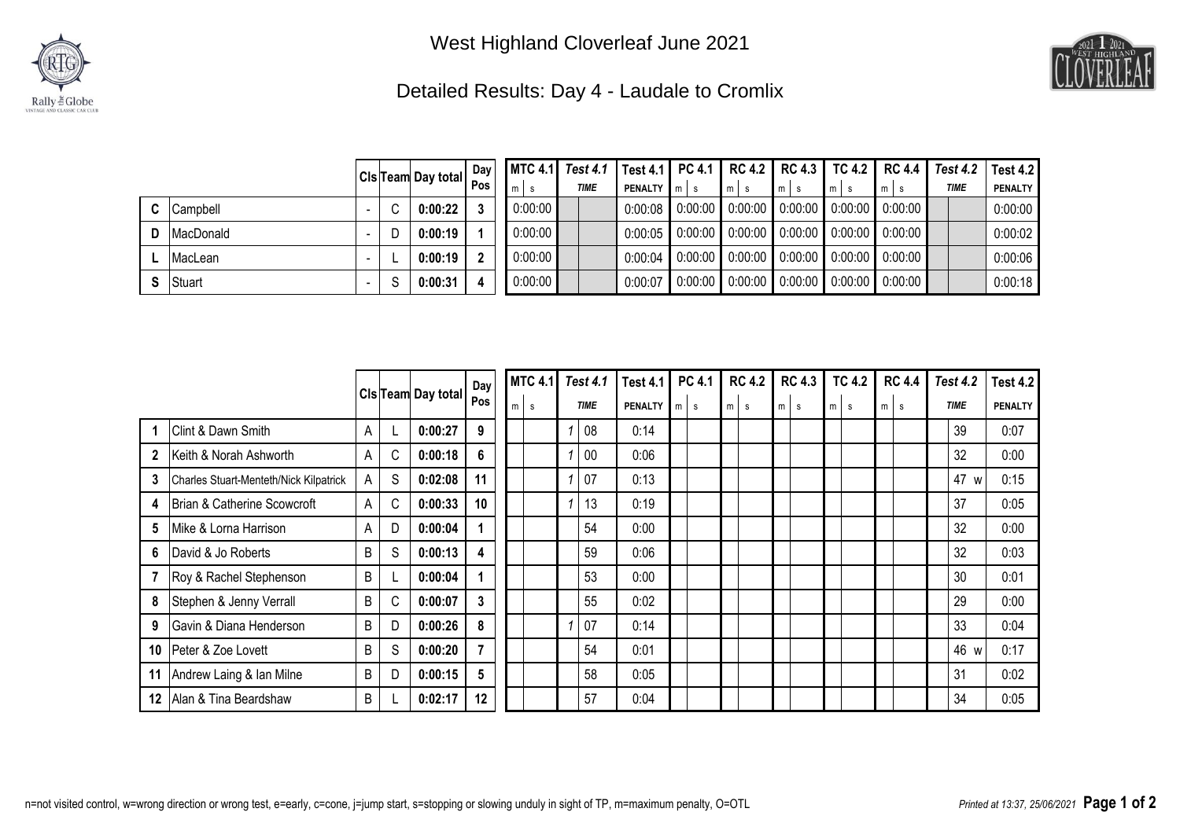# West Highland Cloverleaf June 2021

## Detailed Results: Day 4 - Laudale to Cromlix

| | | Cls | Team | Day total | Day Pos | MTC 4.1 (m s) | Test 4.1 TIME | Test 4.1 PENALTY | PC 4.1 (m s) | RC 4.2 (m s) | RC 4.3 (m s) | TC 4.2 (m s) | RC 4.4 (m s) | Test 4.2 TIME | Test 4.2 PENALTY |
|---|---|---|---|---|---|---|---|---|---|---|---|---|---|---|---|
| C | Campbell | - | C | **0:00:22** | **3** | 0:00:00 | | 0:00:08 | 0:00:00 | 0:00:00 | 0:00:00 | 0:00:00 | 0:00:00 | | 0:00:00 |
| D | MacDonald | - | D | **0:00:19** | **1** | 0:00:00 | | 0:00:05 | 0:00:00 | 0:00:00 | 0:00:00 | 0:00:00 | 0:00:00 | | 0:00:02 |
| L | MacLean | - | L | **0:00:19** | **2** | 0:00:00 | | 0:00:04 | 0:00:00 | 0:00:00 | 0:00:00 | 0:00:00 | 0:00:00 | | 0:00:06 |
| S | Stuart | - | S | **0:00:31** | **4** | 0:00:00 | | 0:00:07 | 0:00:00 | 0:00:00 | 0:00:00 | 0:00:00 | 0:00:00 | | 0:00:18 |

| | | Cls | Team | Day total | Day Pos | MTC 4.1 (m s) | Test 4.1 TIME | Test 4.1 PENALTY | PC 4.1 (m s) | RC 4.2 (m s) | RC 4.3 (m s) | TC 4.2 (m s) | RC 4.4 (m s) | Test 4.2 TIME | Test 4.2 PENALTY |
|---|---|---|---|---|---|---|---|---|---|---|---|---|---|---|---|
| **1** | Clint & Dawn Smith | A | L | **0:00:27** | **9** | | 1 08 | 0:14 | | | | | | 39 | 0:07 |
| **2** | Keith & Norah Ashworth | A | C | **0:00:18** | **6** | | 1 00 | 0:06 | | | | | | 32 | 0:00 |
| **3** | Charles Stuart-Menteth/Nick Kilpatrick | A | S | **0:02:08** | **11** | | 1 07 | 0:13 | | | | | | 47 w | 0:15 |
| **4** | Brian & Catherine Scowcroft | A | C | **0:00:33** | **10** | | 1 13 | 0:19 | | | | | | 37 | 0:05 |
| **5** | Mike & Lorna Harrison | A | D | **0:00:04** | **1** | | 54 | 0:00 | | | | | | 32 | 0:00 |
| **6** | David & Jo Roberts | B | S | **0:00:13** | **4** | | 59 | 0:06 | | | | | | 32 | 0:03 |
| **7** | Roy & Rachel Stephenson | B | L | **0:00:04** | **1** | | 53 | 0:00 | | | | | | 30 | 0:01 |
| **8** | Stephen & Jenny Verrall | B | C | **0:00:07** | **3** | | 55 | 0:02 | | | | | | 29 | 0:00 |
| **9** | Gavin & Diana Henderson | B | D | **0:00:26** | **8** | | 1 07 | 0:14 | | | | | | 33 | 0:04 |
| **10** | Peter & Zoe Lovett | B | S | **0:00:20** | **7** | | 54 | 0:01 | | | | | | 46 w | 0:17 |
| **11** | Andrew Laing & Ian Milne | B | D | **0:00:15** | **5** | | 58 | 0:05 | | | | | | 31 | 0:02 |
| **12** | Alan & Tina Beardshaw | B | L | **0:02:17** | **12** | | 57 | 0:04 | | | | | | 34 | 0:05 |

n=not visited control, w=wrong direction or wrong test, e=early, c=cone, j=jump start, s=stopping or slowing unduly in sight of TP, m=maximum penalty, O=OTL

*Printed at 13:37, 25/06/2021*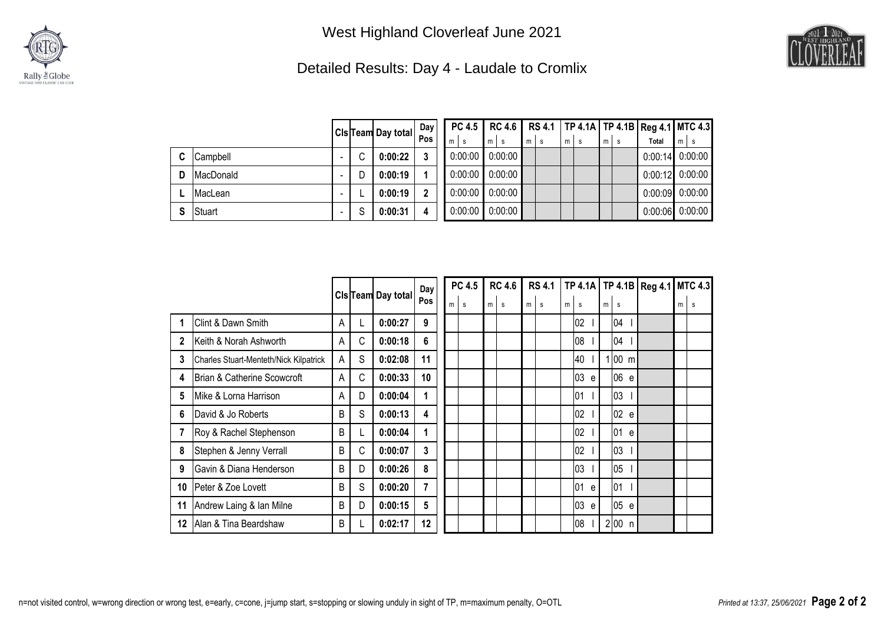# West Highland Cloverleaf June 2021

## Detailed Results: Day 4 - Laudale to Cromlix

| | | Cls | Team | Day total | Day Pos | PC 4.5 (m s) | RC 4.6 (m s) | RS 4.1 (m s) | TP 4.1A (m s) | TP 4.1B (m s) | Reg 4.1 Total | MTC 4.3 (m s) |
|---|---|---|---|---|---|---|---|---|---|---|---|---|
| C | Campbell | - | C | 0:00:22 | 3 | 0:00:00 | 0:00:00 | | | | 0:00:14 | 0:00:00 |
| D | MacDonald | - | D | 0:00:19 | 1 | 0:00:00 | 0:00:00 | | | | 0:00:12 | 0:00:00 |
| L | MacLean | - | L | 0:00:19 | 2 | 0:00:00 | 0:00:00 | | | | 0:00:09 | 0:00:00 |
| S | Stuart | - | S | 0:00:31 | 4 | 0:00:00 | 0:00:00 | | | | 0:00:06 | 0:00:00 |

| | | Cls | Team | Day total | Day Pos | PC 4.5 m | PC 4.5 s | RC 4.6 m | RC 4.6 s | RS 4.1 m | RS 4.1 s | TP 4.1A m | TP 4.1A s | TP 4.1B m | TP 4.1B s | Reg 4.1 | MTC 4.3 m | MTC 4.3 s |
|---|---|---|---|---|---|---|---|---|---|---|---|---|---|---|---|---|---|---|
| 1 | Clint & Dawn Smith | A | L | 0:00:27 | 9 | | | | | | | | 02 l | | 04 l | | | |
| 2 | Keith & Norah Ashworth | A | C | 0:00:18 | 6 | | | | | | | | 08 l | | 04 l | | | |
| 3 | Charles Stuart-Menteth/Nick Kilpatrick | A | S | 0:02:08 | 11 | | | | | | | | 40 l | 1 | 00 m | | | |
| 4 | Brian & Catherine Scowcroft | A | C | 0:00:33 | 10 | | | | | | | | 03 e | | 06 e | | | |
| 5 | Mike & Lorna Harrison | A | D | 0:00:04 | 1 | | | | | | | | 01 l | | 03 l | | | |
| 6 | David & Jo Roberts | B | S | 0:00:13 | 4 | | | | | | | | 02 l | | 02 e | | | |
| 7 | Roy & Rachel Stephenson | B | L | 0:00:04 | 1 | | | | | | | | 02 l | | 01 e | | | |
| 8 | Stephen & Jenny Verrall | B | C | 0:00:07 | 3 | | | | | | | | 02 l | | 03 l | | | |
| 9 | Gavin & Diana Henderson | B | D | 0:00:26 | 8 | | | | | | | | 03 l | | 05 l | | | |
| 10 | Peter & Zoe Lovett | B | S | 0:00:20 | 7 | | | | | | | | 01 e | | 01 l | | | |
| 11 | Andrew Laing & Ian Milne | B | D | 0:00:15 | 5 | | | | | | | | 03 e | | 05 e | | | |
| 12 | Alan & Tina Beardshaw | B | L | 0:02:17 | 12 | | | | | | | | 08 l | 2 | 00 n | | | |

n=not visited control, w=wrong direction or wrong test, e=early, c=cone, j=jump start, s=stopping or slowing unduly in sight of TP, m=maximum penalty, O=OTL

*Printed at 13:37, 25/06/2021*